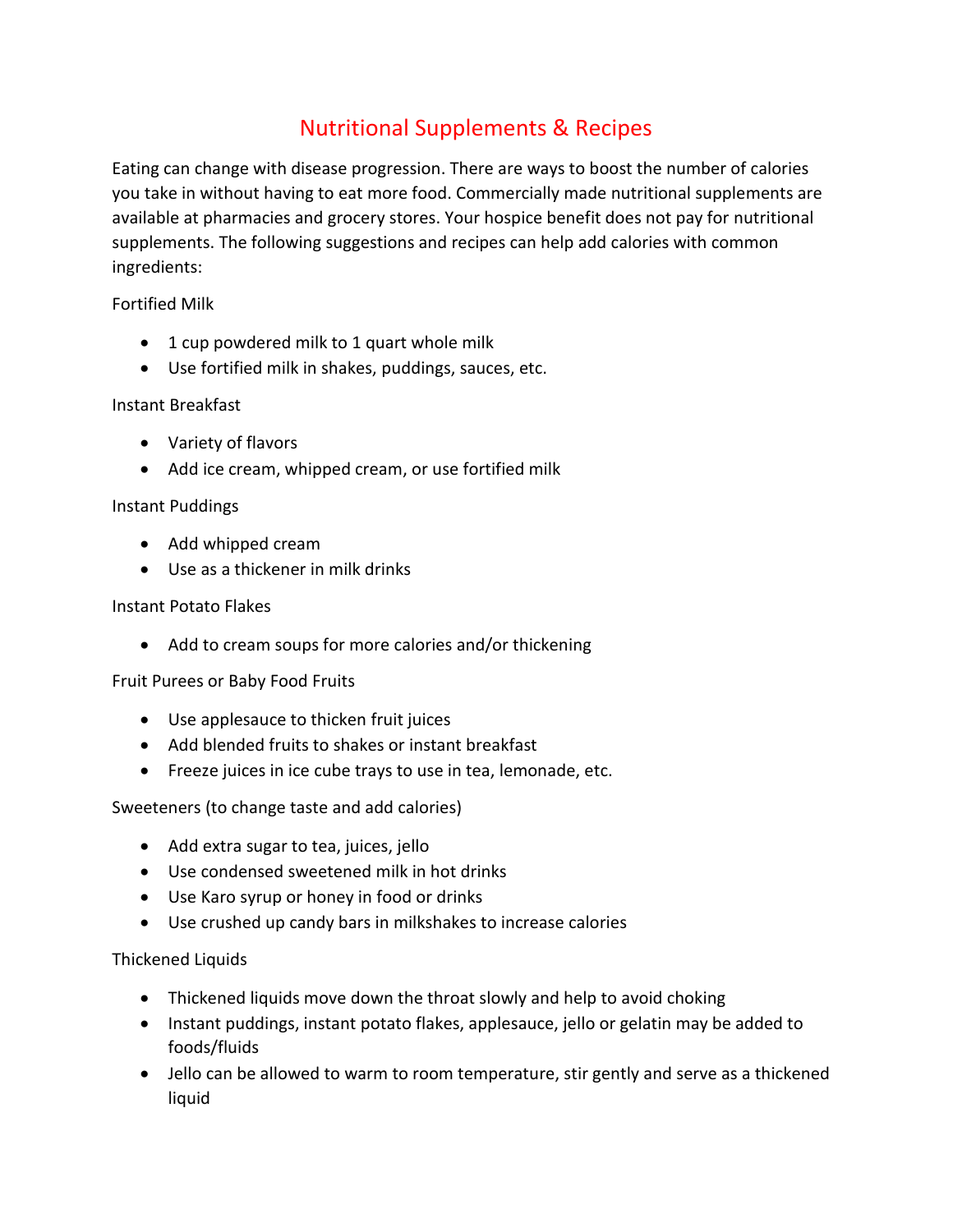# Nutritional Supplements & Recipes

Eating can change with disease progression. There are ways to boost the number of calories you take in without having to eat more food. Commercially made nutritional supplements are available at pharmacies and grocery stores. Your hospice benefit does not pay for nutritional supplements. The following suggestions and recipes can help add calories with common ingredients:

Fortified Milk

- 1 cup powdered milk to 1 quart whole milk
- Use fortified milk in shakes, puddings, sauces, etc.

Instant Breakfast

- Variety of flavors
- Add ice cream, whipped cream, or use fortified milk

Instant Puddings

- Add whipped cream
- Use as a thickener in milk drinks

Instant Potato Flakes

- Add to cream soups for more calories and/or thickening

Fruit Purees or Baby Food Fruits

- Use applesauce to thicken fruit juices
- Add blended fruits to shakes or instant breakfast
- Freeze juices in ice cube trays to use in tea, lemonade, etc.

Sweeteners (to change taste and add calories)

- Add extra sugar to tea, juices, jello
- Use condensed sweetened milk in hot drinks
- Use Karo syrup or honey in food or drinks
- Use crushed up candy bars in milkshakes to increase calories

Thickened Liquids

- Thickened liquids move down the throat slowly and help to avoid choking
- Instant puddings, instant potato flakes, applesauce, jello or gelatin may be added to foods/fluids
- Jello can be allowed to warm to room temperature, stir gently and serve as a thickened liquid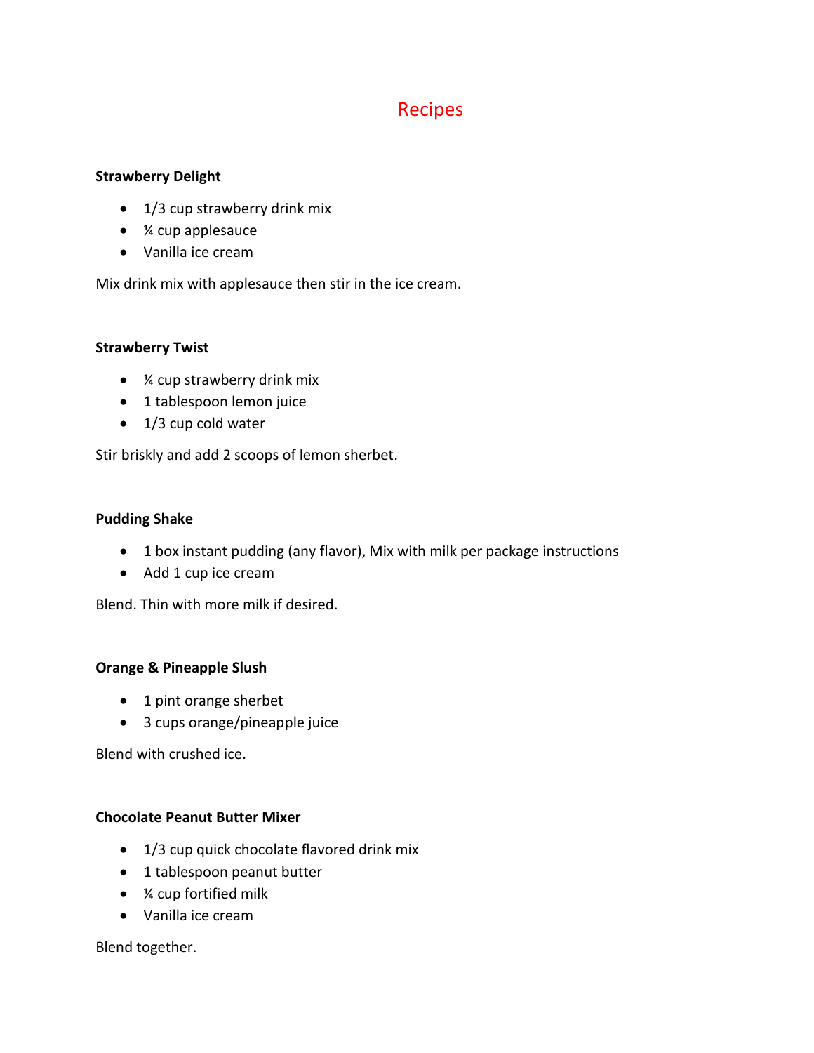# Recipes

**Strawberry Delight**

- 1/3 cup strawberry drink mix
- ¼ cup applesauce
- Vanilla ice cream

Mix drink mix with applesauce then stir in the ice cream.

**Strawberry Twist**

- ¼ cup strawberry drink mix
- 1 tablespoon lemon juice
- 1/3 cup cold water

Stir briskly and add 2 scoops of lemon sherbet.

**Pudding Shake**

- 1 box instant pudding (any flavor), Mix with milk per package instructions
- Add 1 cup ice cream

Blend. Thin with more milk if desired.

**Orange & Pineapple Slush**

- 1 pint orange sherbet
- 3 cups orange/pineapple juice

Blend with crushed ice.

**Chocolate Peanut Butter Mixer**

- 1/3 cup quick chocolate flavored drink mix
- 1 tablespoon peanut butter
- ¼ cup fortified milk
- Vanilla ice cream

Blend together.